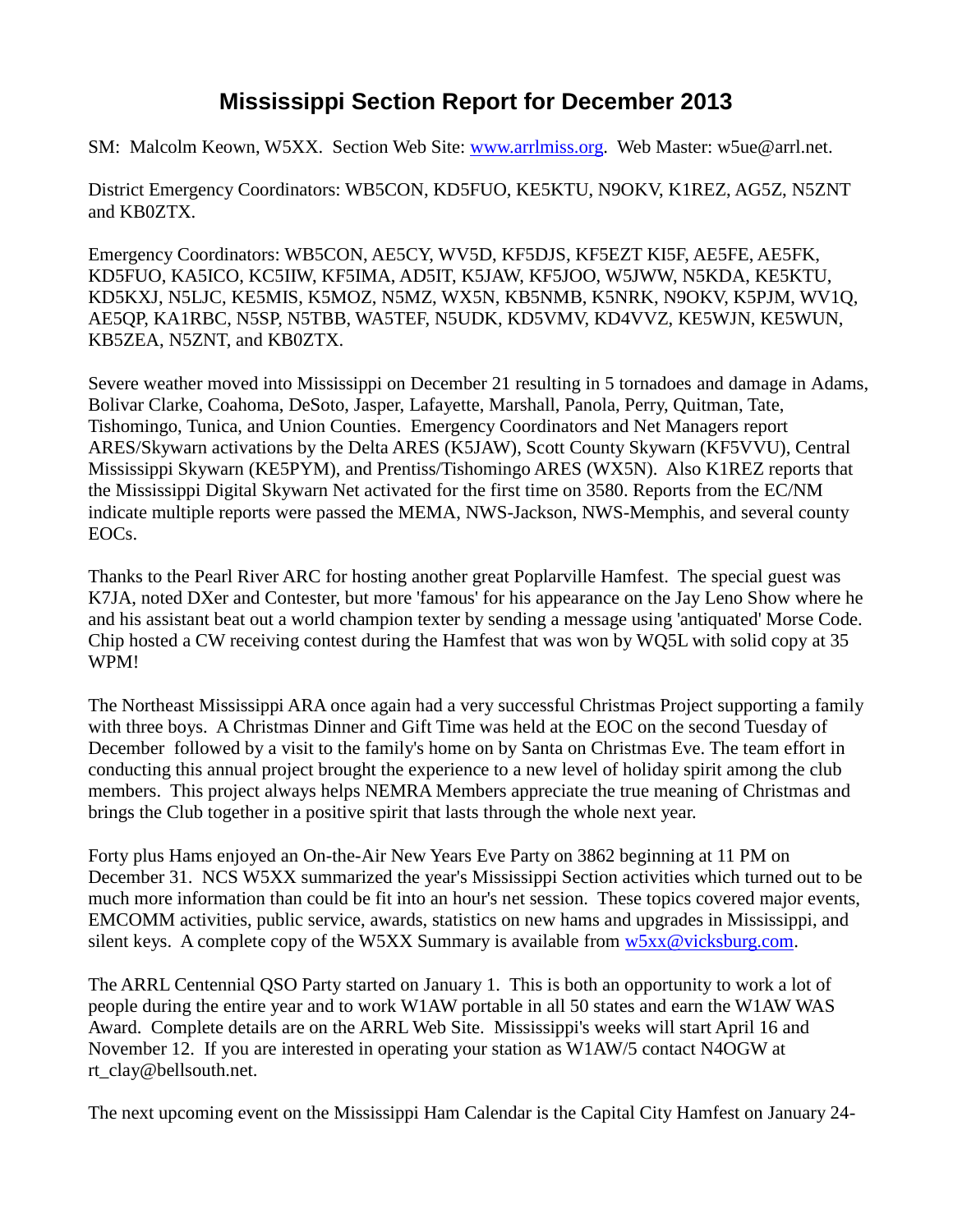# Mississippi Section Report for December 2013

SM: Malcolm Keown, W5XX. Section Web Site: www.arrlmiss.org. Web Master: w5ue@arrl.net.

District Emergency Coordinators: WB5CON, KD5FUO, KE5KTU, N9OKV, K1REZ, AG5Z, N5ZNT and KB0ZTX.

Emergency Coordinators: WB5CON, AE5CY, WV5D, KF5DJS, KF5EZT KI5F, AE5FE, AE5FK, KD5FUO, KA5ICO, KC5IIW, KF5IMA, AD5IT, K5JAW, KF5JOO, W5JWW, N5KDA, KE5KTU, KD5KXJ, N5LJC, KE5MIS, K5MOZ, N5MZ, WX5N, KB5NMB, K5NRK, N9OKV, K5PJM, WV1Q, AE5QP, KA1RBC, N5SP, N5TBB, WA5TEF, N5UDK, KD5VMV, KD4VVZ, KE5WJN, KE5WUN, KB5ZEA, N5ZNT, and KB0ZTX.

Severe weather moved into Mississippi on December 21 resulting in 5 tornadoes and damage in Adams, Bolivar Clarke, Coahoma, DeSoto, Jasper, Lafayette, Marshall, Panola, Perry, Quitman, Tate, Tishomingo, Tunica, and Union Counties. Emergency Coordinators and Net Managers report ARES/Skywarn activations by the Delta ARES (K5JAW), Scott County Skywarn (KF5VVU), Central Mississippi Skywarn (KE5PYM), and Prentiss/Tishomingo ARES (WX5N). Also K1REZ reports that the Mississippi Digital Skywarn Net activated for the first time on 3580. Reports from the EC/NM indicate multiple reports were passed the MEMA, NWS-Jackson, NWS-Memphis, and several county EOCs.

Thanks to the Pearl River ARC for hosting another great Poplarville Hamfest. The special guest was K7JA, noted DXer and Contester, but more 'famous' for his appearance on the Jay Leno Show where he and his assistant beat out a world champion texter by sending a message using 'antiquated' Morse Code. Chip hosted a CW receiving contest during the Hamfest that was won by WQ5L with solid copy at 35 WPM!

The Northeast Mississippi ARA once again had a very successful Christmas Project supporting a family with three boys. A Christmas Dinner and Gift Time was held at the EOC on the second Tuesday of December followed by a visit to the family's home on by Santa on Christmas Eve. The team effort in conducting this annual project brought the experience to a new level of holiday spirit among the club members. This project always helps NEMRA Members appreciate the true meaning of Christmas and brings the Club together in a positive spirit that lasts through the whole next year.

Forty plus Hams enjoyed an On-the-Air New Years Eve Party on 3862 beginning at 11 PM on December 31. NCS W5XX summarized the year's Mississippi Section activities which turned out to be much more information than could be fit into an hour's net session. These topics covered major events, EMCOMM activities, public service, awards, statistics on new hams and upgrades in Mississippi, and silent keys. A complete copy of the W5XX Summary is available from w5xx@vicksburg.com.

The ARRL Centennial QSO Party started on January 1. This is both an opportunity to work a lot of people during the entire year and to work W1AW portable in all 50 states and earn the W1AW WAS Award. Complete details are on the ARRL Web Site. Mississippi's weeks will start April 16 and November 12. If you are interested in operating your station as W1AW/5 contact N4OGW at rt_clay@bellsouth.net.

The next upcoming event on the Mississippi Ham Calendar is the Capital City Hamfest on January 24-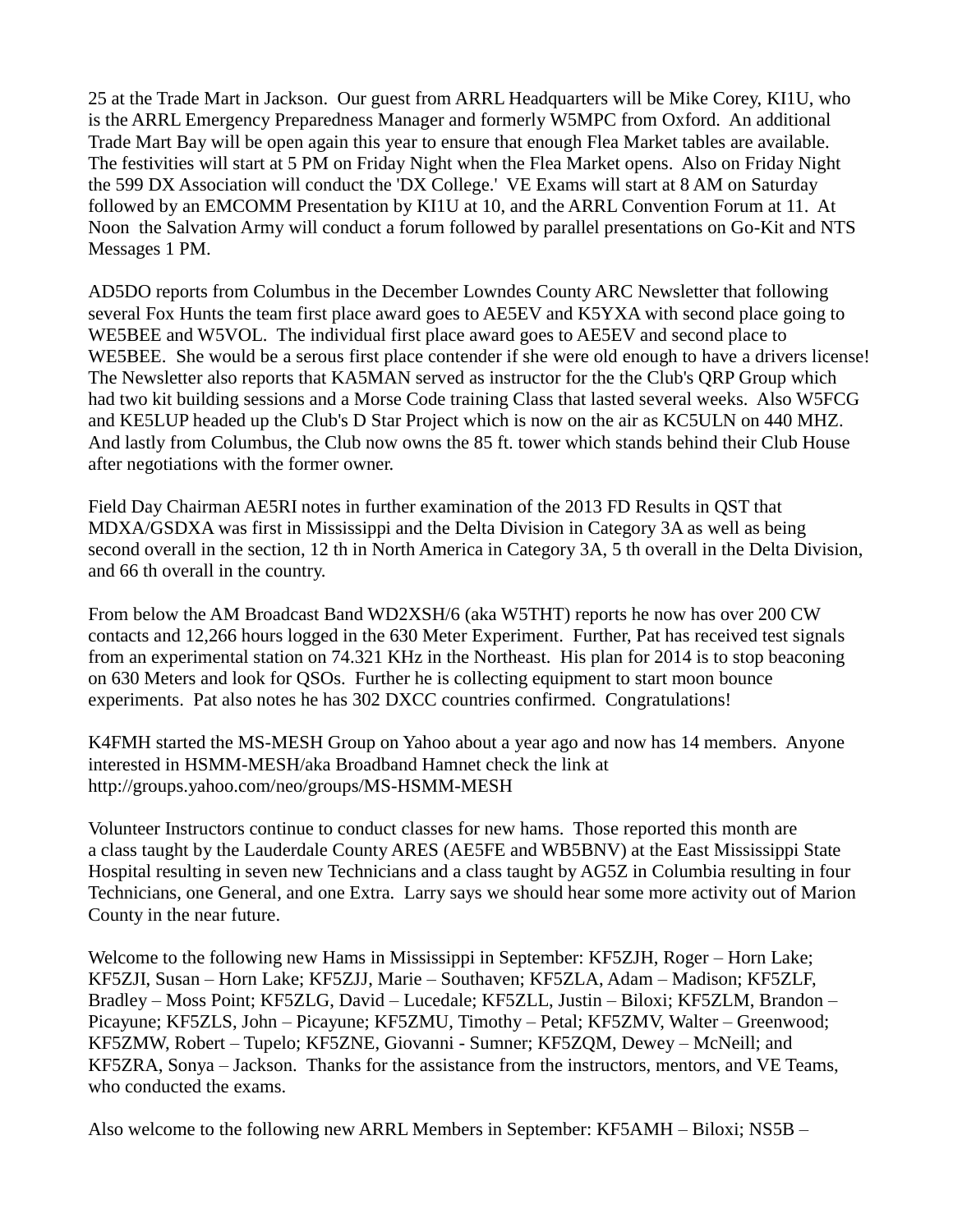25 at the Trade Mart in Jackson. Our guest from ARRL Headquarters will be Mike Corey, KI1U, who is the ARRL Emergency Preparedness Manager and formerly W5MPC from Oxford. An additional Trade Mart Bay will be open again this year to ensure that enough Flea Market tables are available. The festivities will start at 5 PM on Friday Night when the Flea Market opens. Also on Friday Night the 599 DX Association will conduct the 'DX College.' VE Exams will start at 8 AM on Saturday followed by an EMCOMM Presentation by KI1U at 10, and the ARRL Convention Forum at 11. At Noon the Salvation Army will conduct a forum followed by parallel presentations on Go-Kit and NTS Messages 1 PM.

AD5DO reports from Columbus in the December Lowndes County ARC Newsletter that following several Fox Hunts the team first place award goes to AE5EV and K5YXA with second place going to WE5BEE and W5VOL. The individual first place award goes to AE5EV and second place to WE5BEE. She would be a serous first place contender if she were old enough to have a drivers license! The Newsletter also reports that KA5MAN served as instructor for the the Club's QRP Group which had two kit building sessions and a Morse Code training Class that lasted several weeks. Also W5FCG and KE5LUP headed up the Club's D Star Project which is now on the air as KC5ULN on 440 MHZ. And lastly from Columbus, the Club now owns the 85 ft. tower which stands behind their Club House after negotiations with the former owner.

Field Day Chairman AE5RI notes in further examination of the 2013 FD Results in QST that MDXA/GSDXA was first in Mississippi and the Delta Division in Category 3A as well as being second overall in the section, 12 th in North America in Category 3A, 5 th overall in the Delta Division, and 66 th overall in the country.

From below the AM Broadcast Band WD2XSH/6 (aka W5THT) reports he now has over 200 CW contacts and 12,266 hours logged in the 630 Meter Experiment. Further, Pat has received test signals from an experimental station on 74.321 KHz in the Northeast. His plan for 2014 is to stop beaconing on 630 Meters and look for QSOs. Further he is collecting equipment to start moon bounce experiments. Pat also notes he has 302 DXCC countries confirmed. Congratulations!

K4FMH started the MS-MESH Group on Yahoo about a year ago and now has 14 members. Anyone interested in HSMM-MESH/aka Broadband Hamnet check the link at http://groups.yahoo.com/neo/groups/MS-HSMM-MESH

Volunteer Instructors continue to conduct classes for new hams. Those reported this month are a class taught by the Lauderdale County ARES (AE5FE and WB5BNV) at the East Mississippi State Hospital resulting in seven new Technicians and a class taught by AG5Z in Columbia resulting in four Technicians, one General, and one Extra. Larry says we should hear some more activity out of Marion County in the near future.

Welcome to the following new Hams in Mississippi in September: KF5ZJH, Roger – Horn Lake; KF5ZJI, Susan – Horn Lake; KF5ZJJ, Marie – Southaven; KF5ZLA, Adam – Madison; KF5ZLF, Bradley – Moss Point; KF5ZLG, David – Lucedale; KF5ZLL, Justin – Biloxi; KF5ZLM, Brandon – Picayune; KF5ZLS, John – Picayune; KF5ZMU, Timothy – Petal; KF5ZMV, Walter – Greenwood; KF5ZMW, Robert – Tupelo; KF5ZNE, Giovanni - Sumner; KF5ZQM, Dewey – McNeill; and KF5ZRA, Sonya – Jackson. Thanks for the assistance from the instructors, mentors, and VE Teams, who conducted the exams.

Also welcome to the following new ARRL Members in September: KF5AMH – Biloxi; NS5B –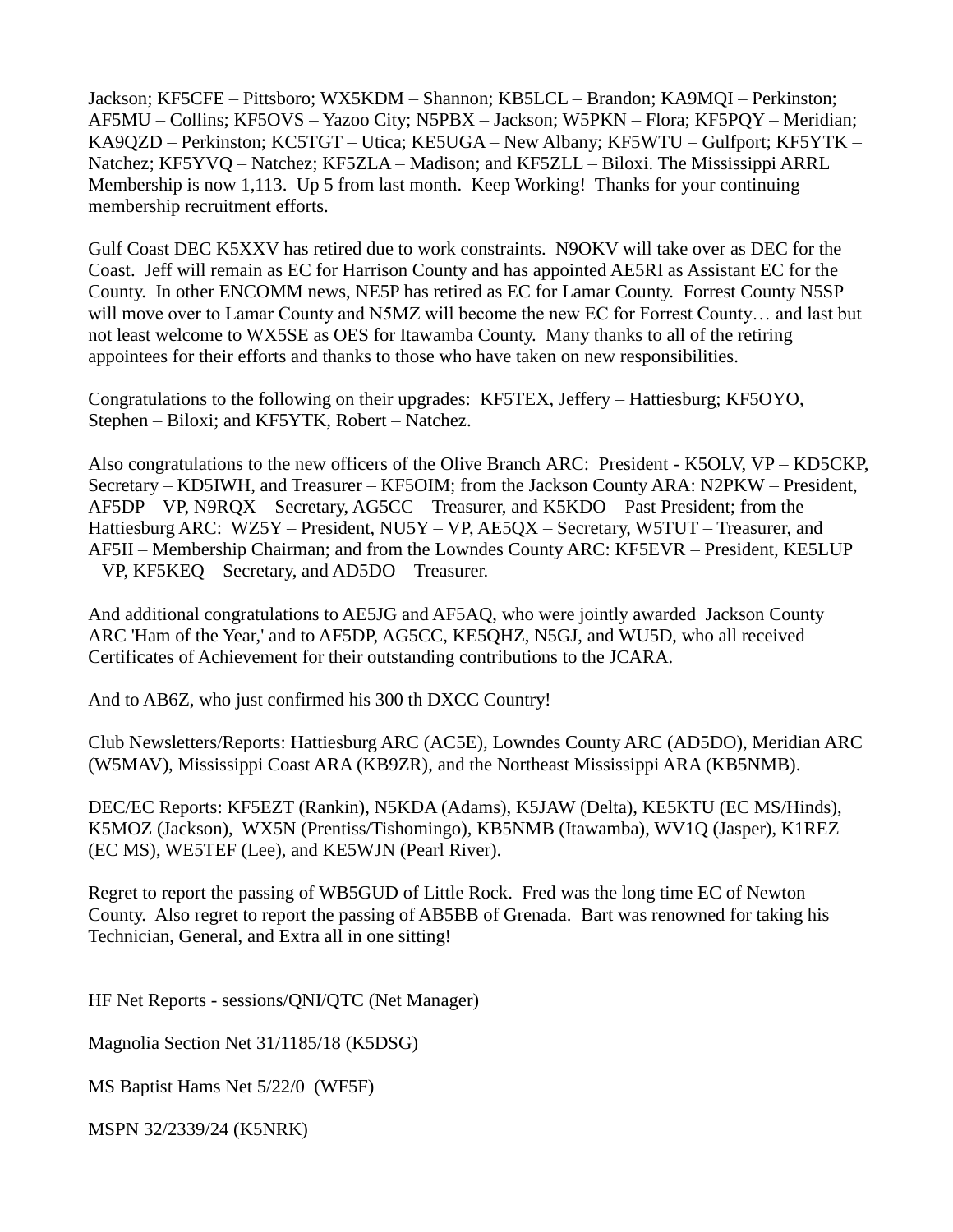Jackson; KF5CFE – Pittsboro; WX5KDM – Shannon; KB5LCL – Brandon; KA9MQI – Perkinston; AF5MU – Collins; KF5OVS – Yazoo City; N5PBX – Jackson; W5PKN – Flora; KF5PQY – Meridian; KA9QZD – Perkinston; KC5TGT – Utica; KE5UGA – New Albany; KF5WTU – Gulfport; KF5YTK – Natchez; KF5YVQ – Natchez; KF5ZLA – Madison; and KF5ZLL – Biloxi. The Mississippi ARRL Membership is now 1,113. Up 5 from last month. Keep Working! Thanks for your continuing membership recruitment efforts.

Gulf Coast DEC K5XXV has retired due to work constraints. N9OKV will take over as DEC for the Coast. Jeff will remain as EC for Harrison County and has appointed AE5RI as Assistant EC for the County. In other ENCOMM news, NE5P has retired as EC for Lamar County. Forrest County N5SP will move over to Lamar County and N5MZ will become the new EC for Forrest County… and last but not least welcome to WX5SE as OES for Itawamba County. Many thanks to all of the retiring appointees for their efforts and thanks to those who have taken on new responsibilities.

Congratulations to the following on their upgrades: KF5TEX, Jeffery – Hattiesburg; KF5OYO, Stephen – Biloxi; and KF5YTK, Robert – Natchez.

Also congratulations to the new officers of the Olive Branch ARC: President - K5OLV, VP – KD5CKP, Secretary – KD5IWH, and Treasurer – KF5OIM; from the Jackson County ARA: N2PKW – President, AF5DP – VP, N9RQX – Secretary, AG5CC – Treasurer, and K5KDO – Past President; from the Hattiesburg ARC: WZ5Y – President, NU5Y – VP, AE5QX – Secretary, W5TUT – Treasurer, and AF5II – Membership Chairman; and from the Lowndes County ARC: KF5EVR – President, KE5LUP – VP, KF5KEQ – Secretary, and AD5DO – Treasurer.

And additional congratulations to AE5JG and AF5AQ, who were jointly awarded Jackson County ARC 'Ham of the Year,' and to AF5DP, AG5CC, KE5QHZ, N5GJ, and WU5D, who all received Certificates of Achievement for their outstanding contributions to the JCARA.

And to AB6Z, who just confirmed his 300 th DXCC Country!

Club Newsletters/Reports: Hattiesburg ARC (AC5E), Lowndes County ARC (AD5DO), Meridian ARC (W5MAV), Mississippi Coast ARA (KB9ZR), and the Northeast Mississippi ARA (KB5NMB).

DEC/EC Reports: KF5EZT (Rankin), N5KDA (Adams), K5JAW (Delta), KE5KTU (EC MS/Hinds), K5MOZ (Jackson), WX5N (Prentiss/Tishomingo), KB5NMB (Itawamba), WV1Q (Jasper), K1REZ (EC MS), WE5TEF (Lee), and KE5WJN (Pearl River).

Regret to report the passing of WB5GUD of Little Rock. Fred was the long time EC of Newton County. Also regret to report the passing of AB5BB of Grenada. Bart was renowned for taking his Technician, General, and Extra all in one sitting!

HF Net Reports - sessions/QNI/QTC (Net Manager)

Magnolia Section Net 31/1185/18 (K5DSG)

MS Baptist Hams Net 5/22/0 (WF5F)

MSPN 32/2339/24 (K5NRK)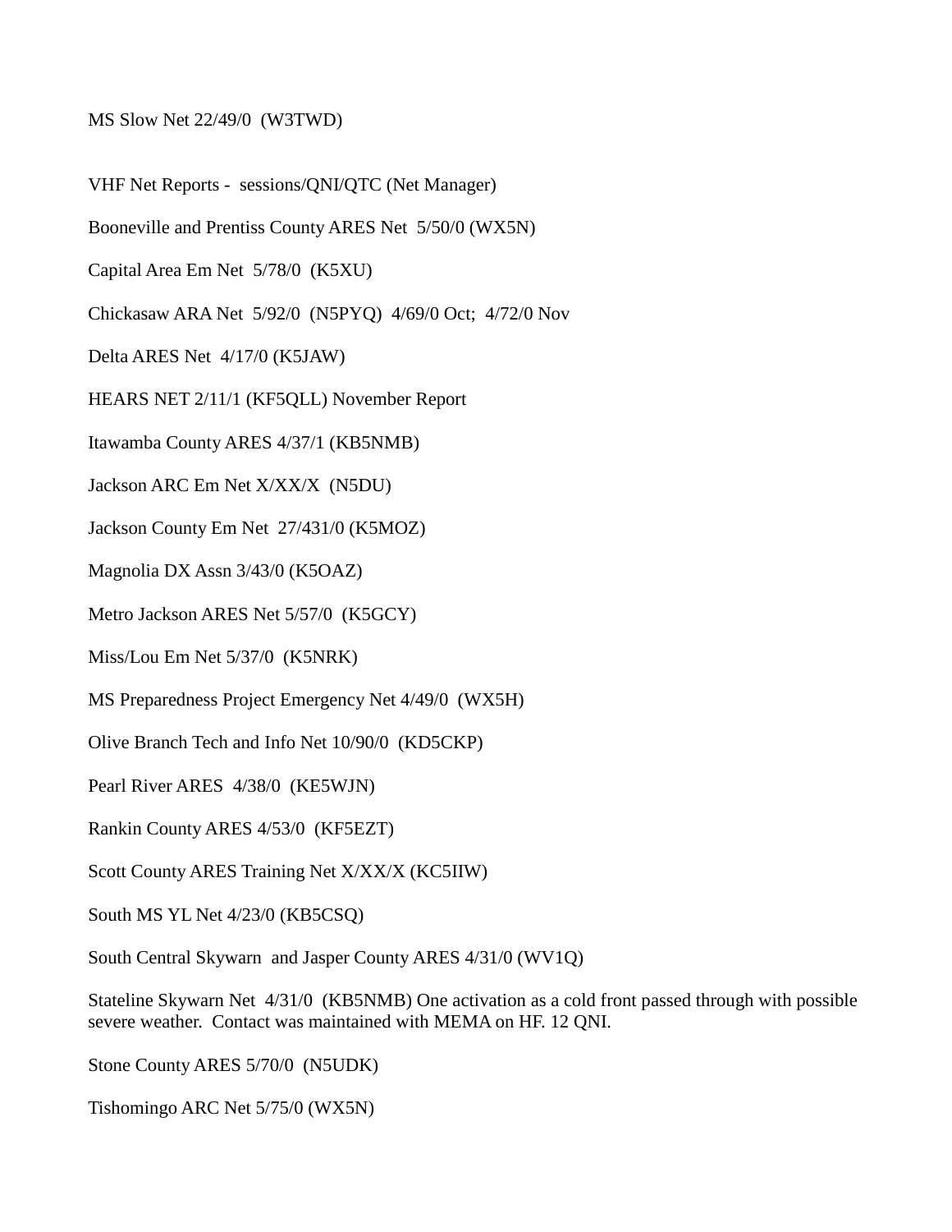MS Slow Net 22/49/0  (W3TWD)

VHF Net Reports -  sessions/QNI/QTC (Net Manager)

Booneville and Prentiss County ARES Net  5/50/0 (WX5N)

Capital Area Em Net  5/78/0  (K5XU)

Chickasaw ARA Net  5/92/0  (N5PYQ)  4/69/0 Oct;  4/72/0 Nov

Delta ARES Net  4/17/0 (K5JAW)

HEARS NET 2/11/1 (KF5QLL) November Report

Itawamba County ARES 4/37/1 (KB5NMB)

Jackson ARC Em Net X/XX/X  (N5DU)

Jackson County Em Net  27/431/0 (K5MOZ)

Magnolia DX Assn 3/43/0 (K5OAZ)

Metro Jackson ARES Net 5/57/0  (K5GCY)

Miss/Lou Em Net 5/37/0  (K5NRK)

MS Preparedness Project Emergency Net 4/49/0  (WX5H)

Olive Branch Tech and Info Net 10/90/0  (KD5CKP)

Pearl River ARES  4/38/0  (KE5WJN)

Rankin County ARES 4/53/0  (KF5EZT)

Scott County ARES Training Net X/XX/X (KC5IIW)

South MS YL Net 4/23/0 (KB5CSQ)

South Central Skywarn  and Jasper County ARES 4/31/0 (WV1Q)

Stateline Skywarn Net  4/31/0  (KB5NMB) One activation as a cold front passed through with possible severe weather.  Contact was maintained with MEMA on HF. 12 QNI.

Stone County ARES 5/70/0  (N5UDK)

Tishomingo ARC Net 5/75/0 (WX5N)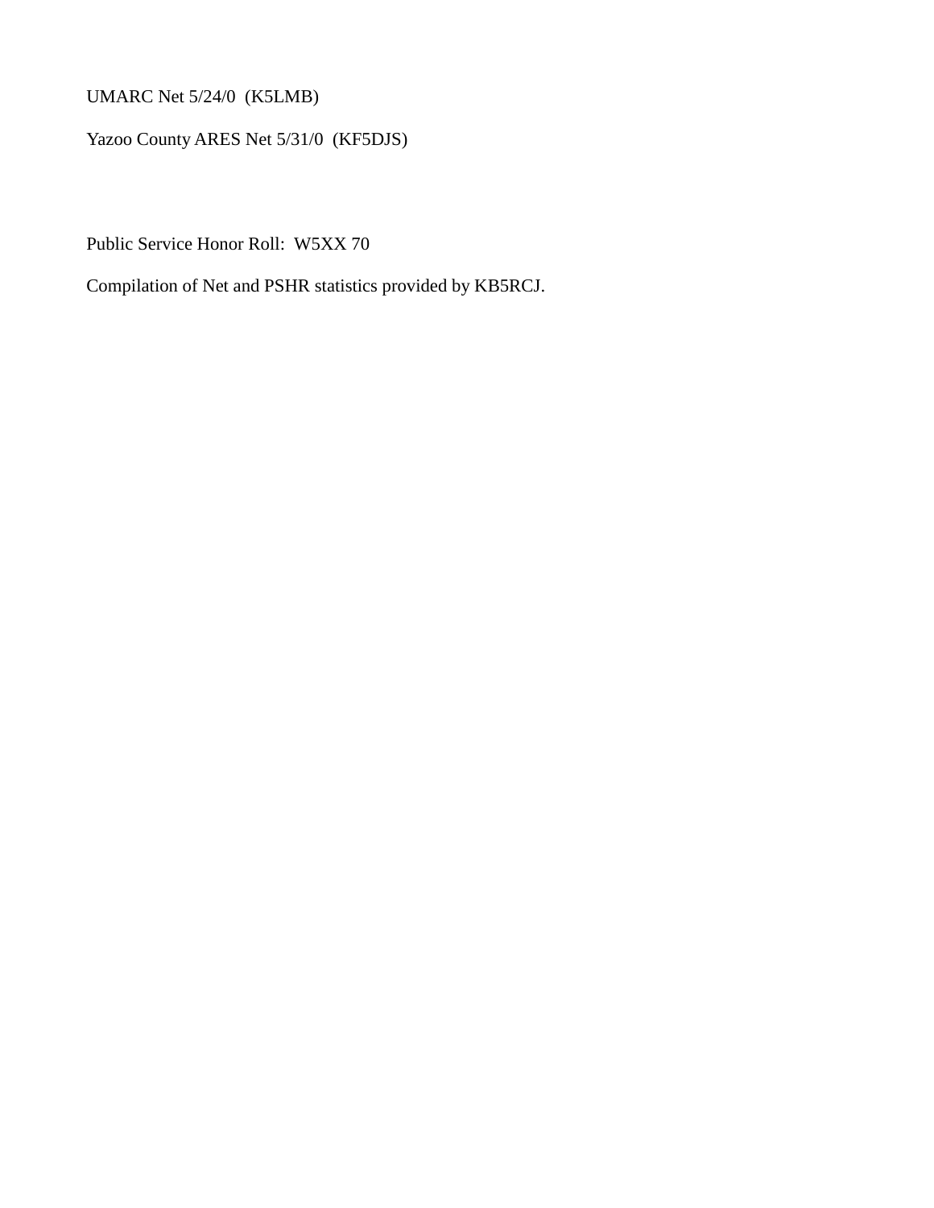UMARC Net 5/24/0 (K5LMB)

Yazoo County ARES Net 5/31/0 (KF5DJS)

Public Service Honor Roll: W5XX 70

Compilation of Net and PSHR statistics provided by KB5RCJ.